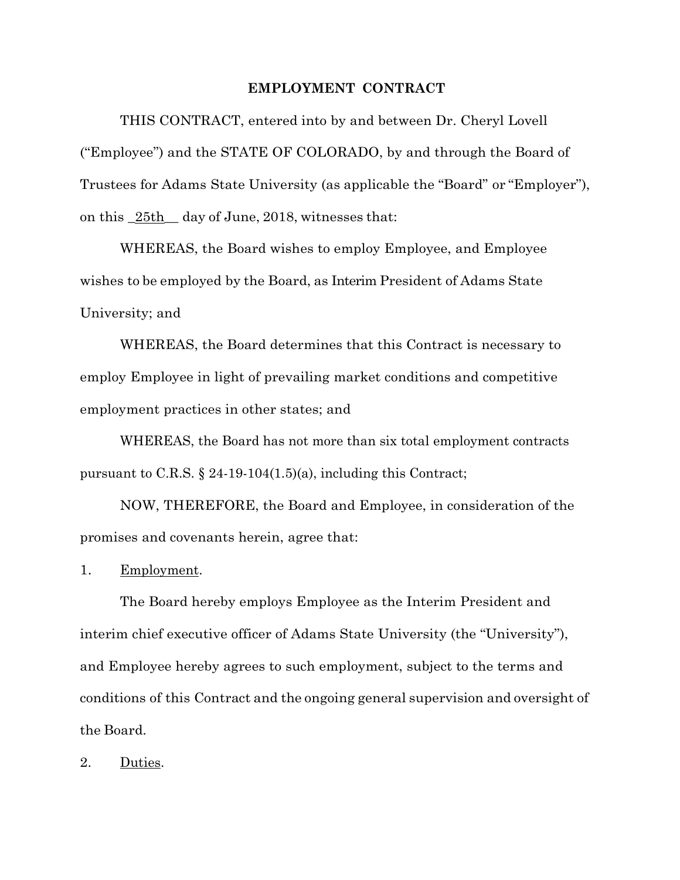# EMPLOYMENT CONTRACT

THIS CONTRACT, entered into by and between Dr. Cheryl Lovell ("Employee") and the STATE OF COLORADO, by and through the Board of Trustees for Adams State University (as applicable the "Board" or "Employer"), on this _25th__ day of June, 2018, witnesses that:

WHEREAS, the Board wishes to employ Employee, and Employee wishes to be employed by the Board, as Interim President of Adams State University; and

WHEREAS, the Board determines that this Contract is necessary to employ Employee in light of prevailing market conditions and competitive employment practices in other states; and

WHEREAS, the Board has not more than six total employment contracts pursuant to C.R.S. § 24-19-104(1.5)(a), including this Contract;

NOW, THEREFORE, the Board and Employee, in consideration of the promises and covenants herein, agree that:

1. Employment.

The Board hereby employs Employee as the Interim President and interim chief executive officer of Adams State University (the "University"), and Employee hereby agrees to such employment, subject to the terms and conditions of this Contract and the ongoing general supervision and oversight of the Board.

2. Duties.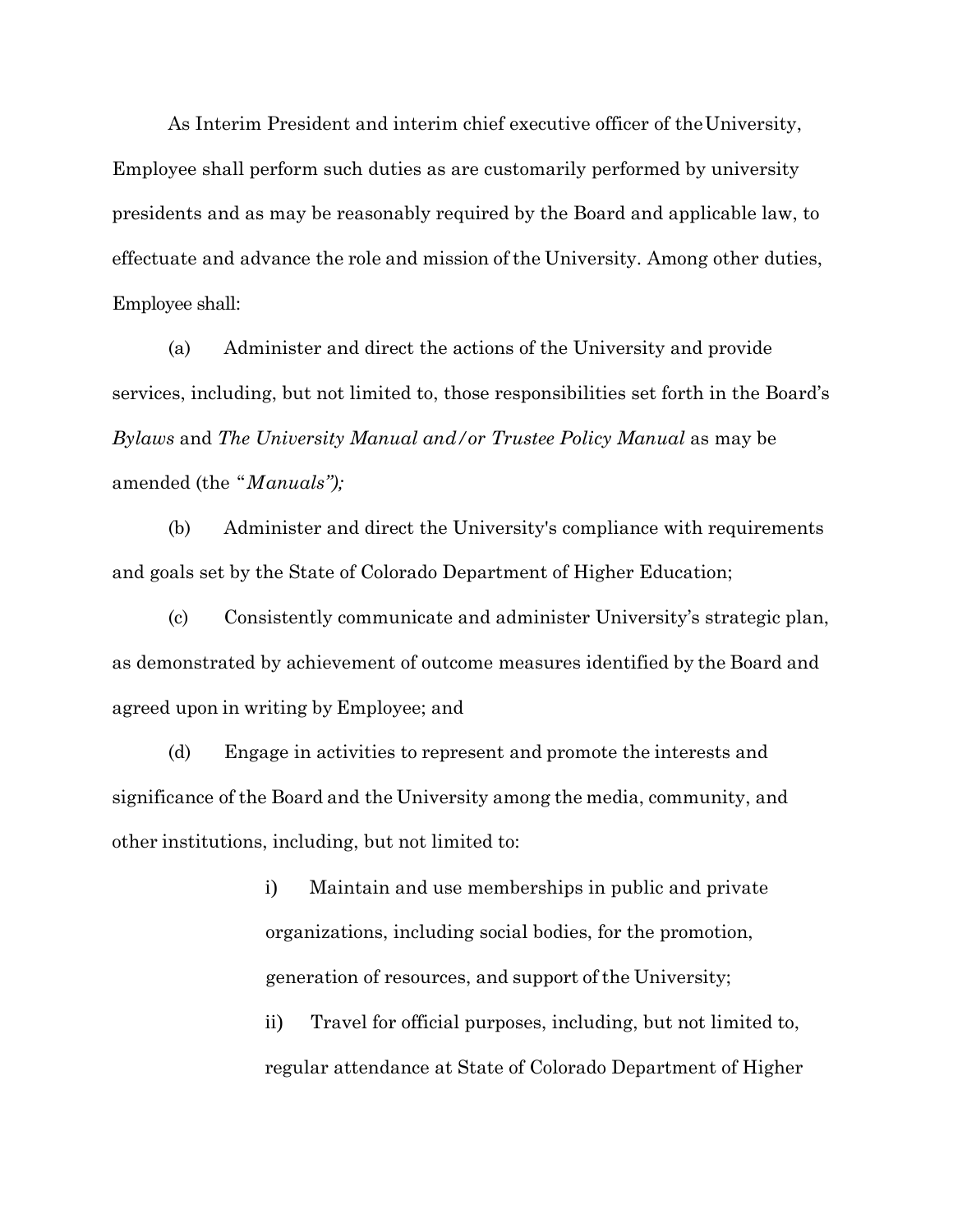As Interim President and interim chief executive officer of the University, Employee shall perform such duties as are customarily performed by university presidents and as may be reasonably required by the Board and applicable law, to effectuate and advance the role and mission of the University. Among other duties, Employee shall:

(a) Administer and direct the actions of the University and provide services, including, but not limited to, those responsibilities set forth in the Board's *Bylaws* and *The University Manual and/or Trustee Policy Manual* as may be amended (the "*Manuals*");

(b) Administer and direct the University's compliance with requirements and goals set by the State of Colorado Department of Higher Education;

(c) Consistently communicate and administer University's strategic plan, as demonstrated by achievement of outcome measures identified by the Board and agreed upon in writing by Employee; and

(d) Engage in activities to represent and promote the interests and significance of the Board and the University among the media, community, and other institutions, including, but not limited to:

> i) Maintain and use memberships in public and private organizations, including social bodies, for the promotion, generation of resources, and support of the University;
>
> ii) Travel for official purposes, including, but not limited to, regular attendance at State of Colorado Department of Higher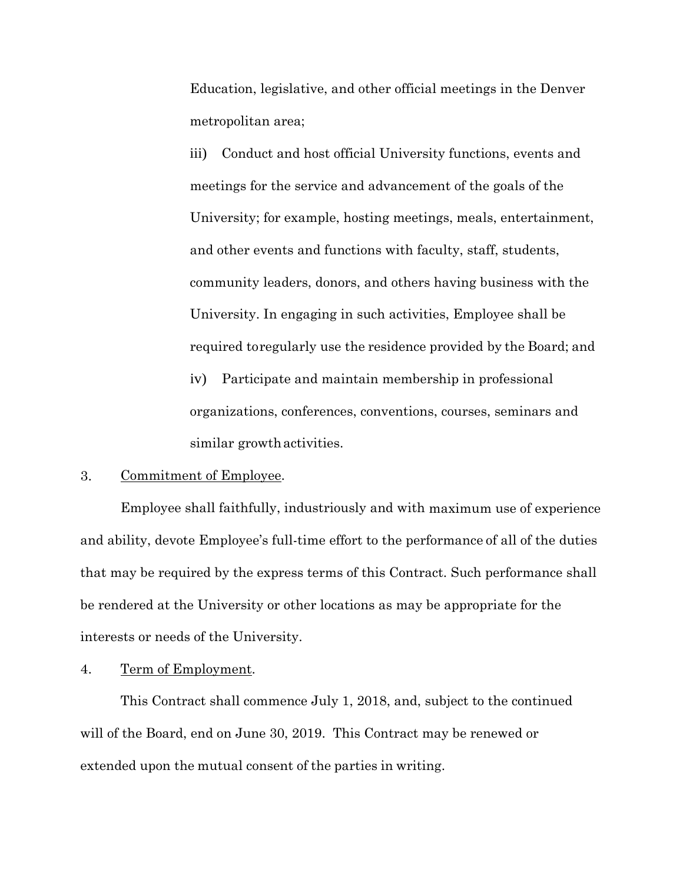Education, legislative, and other official meetings in the Denver metropolitan area;

iii) Conduct and host official University functions, events and meetings for the service and advancement of the goals of the University; for example, hosting meetings, meals, entertainment, and other events and functions with faculty, staff, students, community leaders, donors, and others having business with the University. In engaging in such activities, Employee shall be required toregularly use the residence provided by the Board; and

iv) Participate and maintain membership in professional organizations, conferences, conventions, courses, seminars and similar growth activities.

3. <u>Commitment of Employee</u>.

Employee shall faithfully, industriously and with maximum use of experience and ability, devote Employee's full-time effort to the performance of all of the duties that may be required by the express terms of this Contract. Such performance shall be rendered at the University or other locations as may be appropriate for the interests or needs of the University.

4. <u>Term of Employment</u>.

This Contract shall commence July 1, 2018, and, subject to the continued will of the Board, end on June 30, 2019. This Contract may be renewed or extended upon the mutual consent of the parties in writing.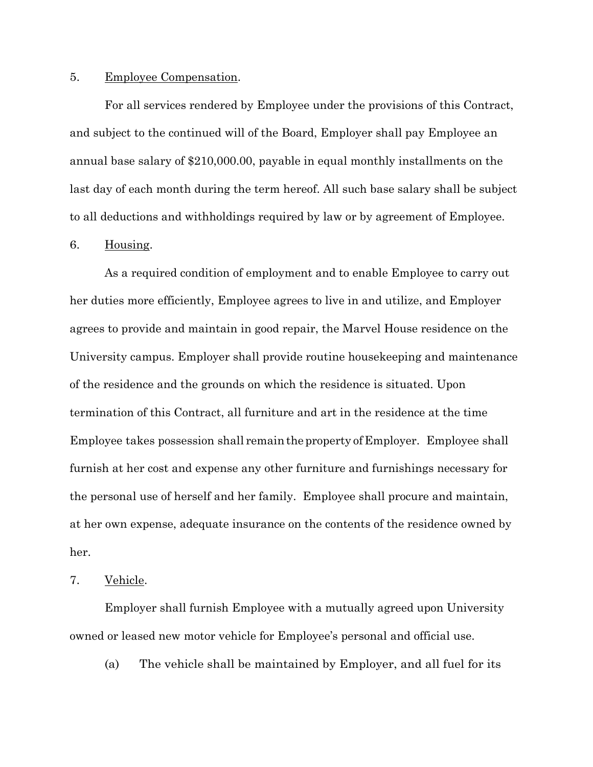5. Employee Compensation.

For all services rendered by Employee under the provisions of this Contract, and subject to the continued will of the Board, Employer shall pay Employee an annual base salary of $210,000.00, payable in equal monthly installments on the last day of each month during the term hereof. All such base salary shall be subject to all deductions and withholdings required by law or by agreement of Employee.

6. Housing.

As a required condition of employment and to enable Employee to carry out her duties more efficiently, Employee agrees to live in and utilize, and Employer agrees to provide and maintain in good repair, the Marvel House residence on the University campus. Employer shall provide routine housekeeping and maintenance of the residence and the grounds on which the residence is situated. Upon termination of this Contract, all furniture and art in the residence at the time Employee takes possession shall remain the property of Employer. Employee shall furnish at her cost and expense any other furniture and furnishings necessary for the personal use of herself and her family. Employee shall procure and maintain, at her own expense, adequate insurance on the contents of the residence owned by her.

7. Vehicle.

Employer shall furnish Employee with a mutually agreed upon University owned or leased new motor vehicle for Employee's personal and official use.

(a) The vehicle shall be maintained by Employer, and all fuel for its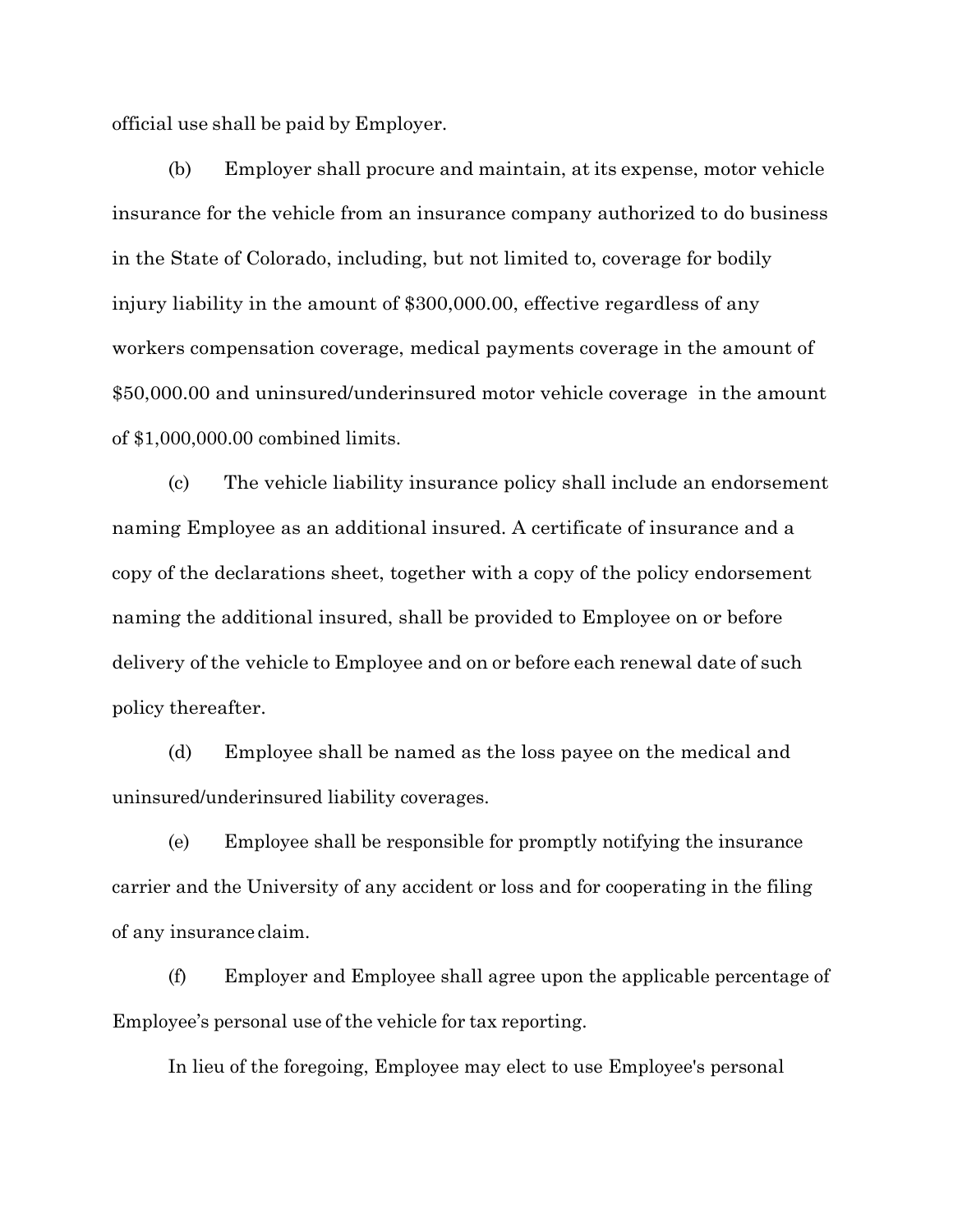official use shall be paid by Employer.

(b) Employer shall procure and maintain, at its expense, motor vehicle insurance for the vehicle from an insurance company authorized to do business in the State of Colorado, including, but not limited to, coverage for bodily injury liability in the amount of $300,000.00, effective regardless of any workers compensation coverage, medical payments coverage in the amount of $50,000.00 and uninsured/underinsured motor vehicle coverage in the amount of $1,000,000.00 combined limits.

(c) The vehicle liability insurance policy shall include an endorsement naming Employee as an additional insured. A certificate of insurance and a copy of the declarations sheet, together with a copy of the policy endorsement naming the additional insured, shall be provided to Employee on or before delivery of the vehicle to Employee and on or before each renewal date of such policy thereafter.

(d) Employee shall be named as the loss payee on the medical and uninsured/underinsured liability coverages.

(e) Employee shall be responsible for promptly notifying the insurance carrier and the University of any accident or loss and for cooperating in the filing of any insurance claim.

(f) Employer and Employee shall agree upon the applicable percentage of Employee's personal use of the vehicle for tax reporting.

In lieu of the foregoing, Employee may elect to use Employee's personal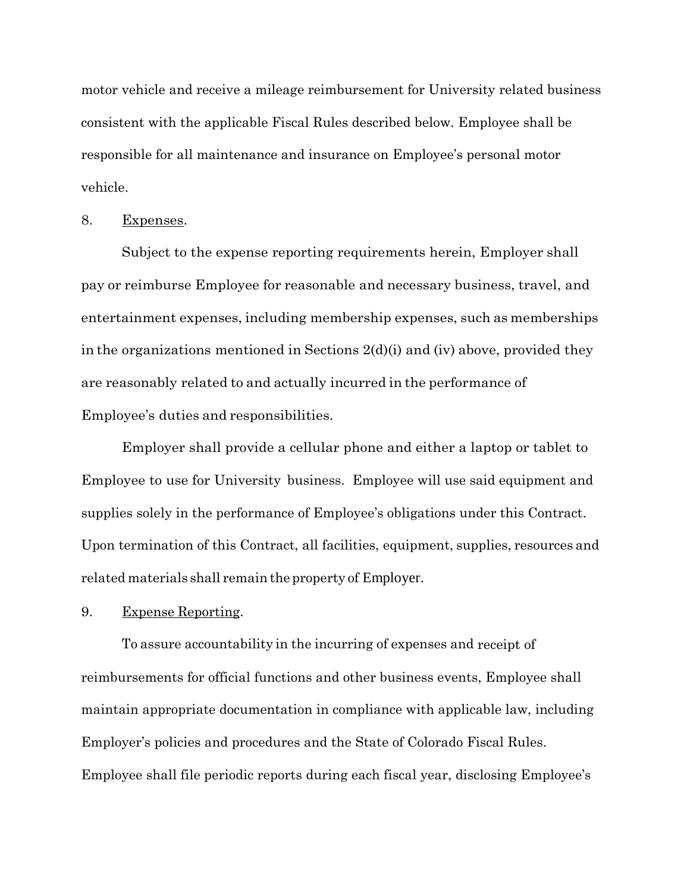motor vehicle and receive a mileage reimbursement for University related business consistent with the applicable Fiscal Rules described below. Employee shall be responsible for all maintenance and insurance on Employee's personal motor vehicle.

8. Expenses.

Subject to the expense reporting requirements herein, Employer shall pay or reimburse Employee for reasonable and necessary business, travel, and entertainment expenses, including membership expenses, such as memberships in the organizations mentioned in Sections 2(d)(i) and (iv) above, provided they are reasonably related to and actually incurred in the performance of Employee's duties and responsibilities.

Employer shall provide a cellular phone and either a laptop or tablet to Employee to use for University business. Employee will use said equipment and supplies solely in the performance of Employee's obligations under this Contract. Upon termination of this Contract, all facilities, equipment, supplies, resources and related materials shall remain the property of Employer.

9. Expense Reporting.

To assure accountability in the incurring of expenses and receipt of reimbursements for official functions and other business events, Employee shall maintain appropriate documentation in compliance with applicable law, including Employer's policies and procedures and the State of Colorado Fiscal Rules. Employee shall file periodic reports during each fiscal year, disclosing Employee's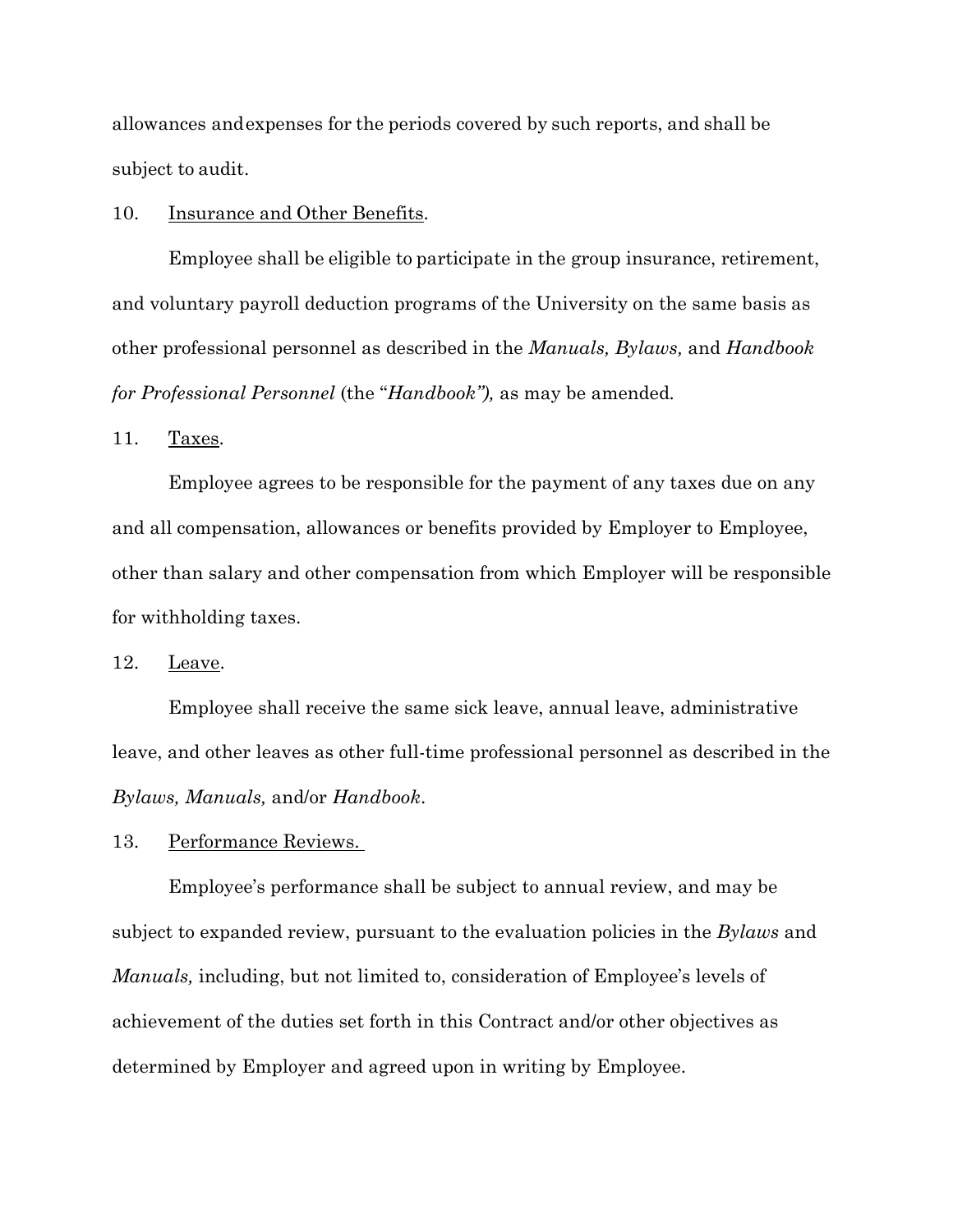allowances and expenses for the periods covered by such reports, and shall be subject to audit.

10. Insurance and Other Benefits.

Employee shall be eligible to participate in the group insurance, retirement, and voluntary payroll deduction programs of the University on the same basis as other professional personnel as described in the *Manuals, Bylaws,* and *Handbook for Professional Personnel* (the "*Handbook*"), as may be amended.

11. Taxes.

Employee agrees to be responsible for the payment of any taxes due on any and all compensation, allowances or benefits provided by Employer to Employee, other than salary and other compensation from which Employer will be responsible for withholding taxes.

12. Leave.

Employee shall receive the same sick leave, annual leave, administrative leave, and other leaves as other full-time professional personnel as described in the *Bylaws, Manuals,* and/or *Handbook*.

13. Performance Reviews.

Employee's performance shall be subject to annual review, and may be subject to expanded review, pursuant to the evaluation policies in the *Bylaws* and *Manuals,* including, but not limited to, consideration of Employee's levels of achievement of the duties set forth in this Contract and/or other objectives as determined by Employer and agreed upon in writing by Employee.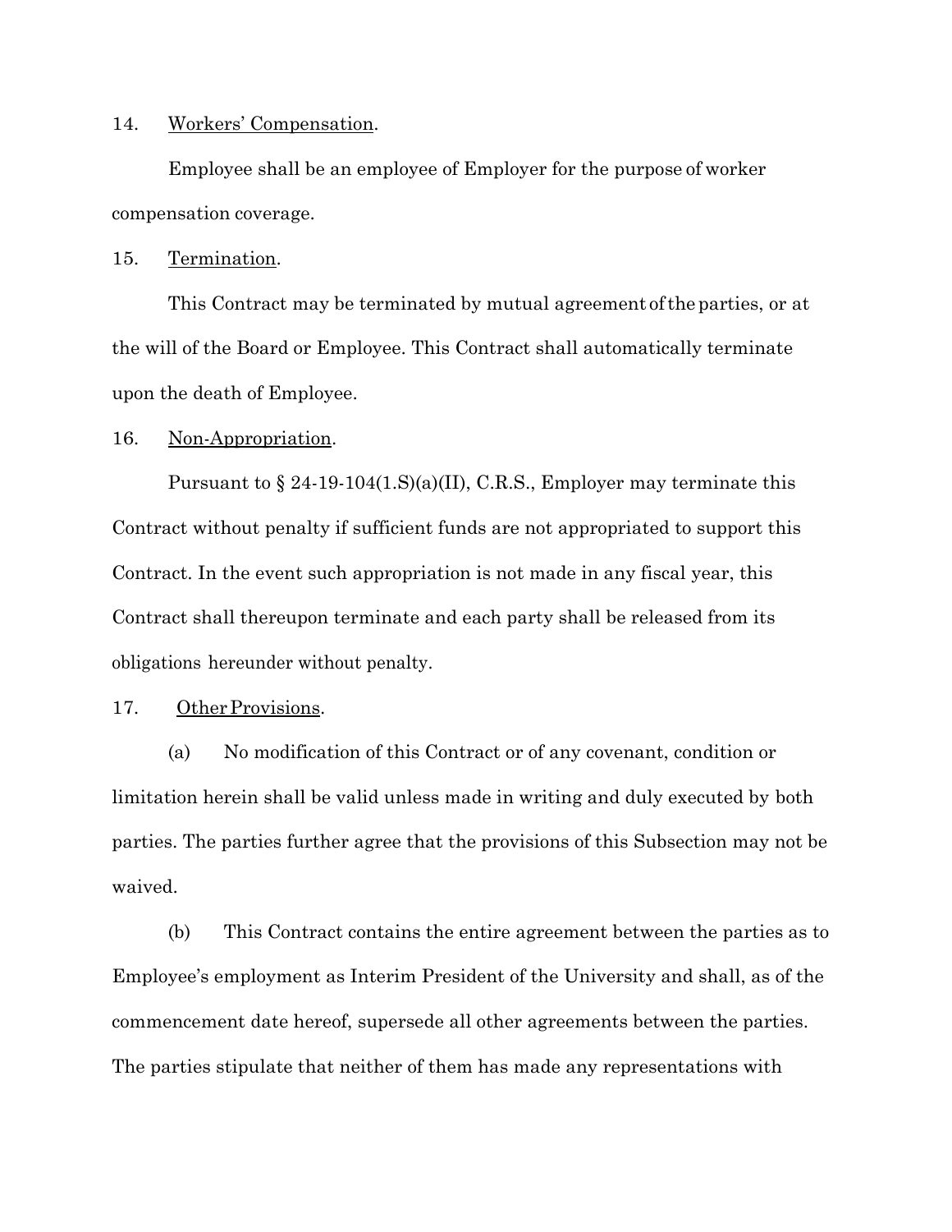14. Workers' Compensation.

Employee shall be an employee of Employer for the purpose of worker compensation coverage.

15. Termination.

This Contract may be terminated by mutual agreement of the parties, or at the will of the Board or Employee. This Contract shall automatically terminate upon the death of Employee.

16. Non-Appropriation.

Pursuant to § 24-19-104(1.S)(a)(II), C.R.S., Employer may terminate this Contract without penalty if sufficient funds are not appropriated to support this Contract. In the event such appropriation is not made in any fiscal year, this Contract shall thereupon terminate and each party shall be released from its obligations hereunder without penalty.

17. Other Provisions.

(a) No modification of this Contract or of any covenant, condition or limitation herein shall be valid unless made in writing and duly executed by both parties. The parties further agree that the provisions of this Subsection may not be waived.

(b) This Contract contains the entire agreement between the parties as to Employee's employment as Interim President of the University and shall, as of the commencement date hereof, supersede all other agreements between the parties. The parties stipulate that neither of them has made any representations with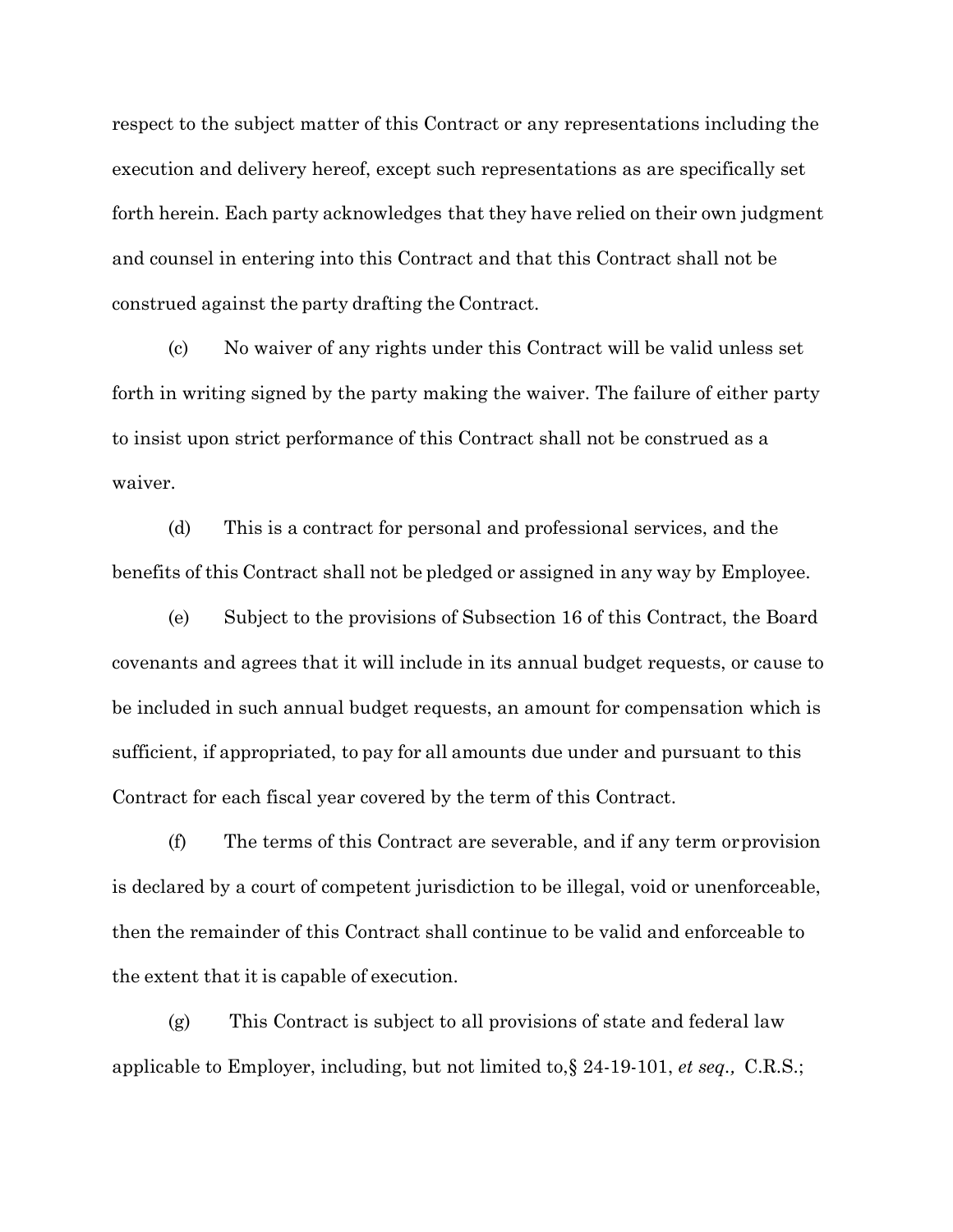respect to the subject matter of this Contract or any representations including the execution and delivery hereof, except such representations as are specifically set forth herein. Each party acknowledges that they have relied on their own judgment and counsel in entering into this Contract and that this Contract shall not be construed against the party drafting the Contract.

(c) No waiver of any rights under this Contract will be valid unless set forth in writing signed by the party making the waiver. The failure of either party to insist upon strict performance of this Contract shall not be construed as a waiver.

(d) This is a contract for personal and professional services, and the benefits of this Contract shall not be pledged or assigned in any way by Employee.

(e) Subject to the provisions of Subsection 16 of this Contract, the Board covenants and agrees that it will include in its annual budget requests, or cause to be included in such annual budget requests, an amount for compensation which is sufficient, if appropriated, to pay for all amounts due under and pursuant to this Contract for each fiscal year covered by the term of this Contract.

(f) The terms of this Contract are severable, and if any term or provision is declared by a court of competent jurisdiction to be illegal, void or unenforceable, then the remainder of this Contract shall continue to be valid and enforceable to the extent that it is capable of execution.

(g) This Contract is subject to all provisions of state and federal law applicable to Employer, including, but not limited to, § 24-19-101, *et seq.,* C.R.S.;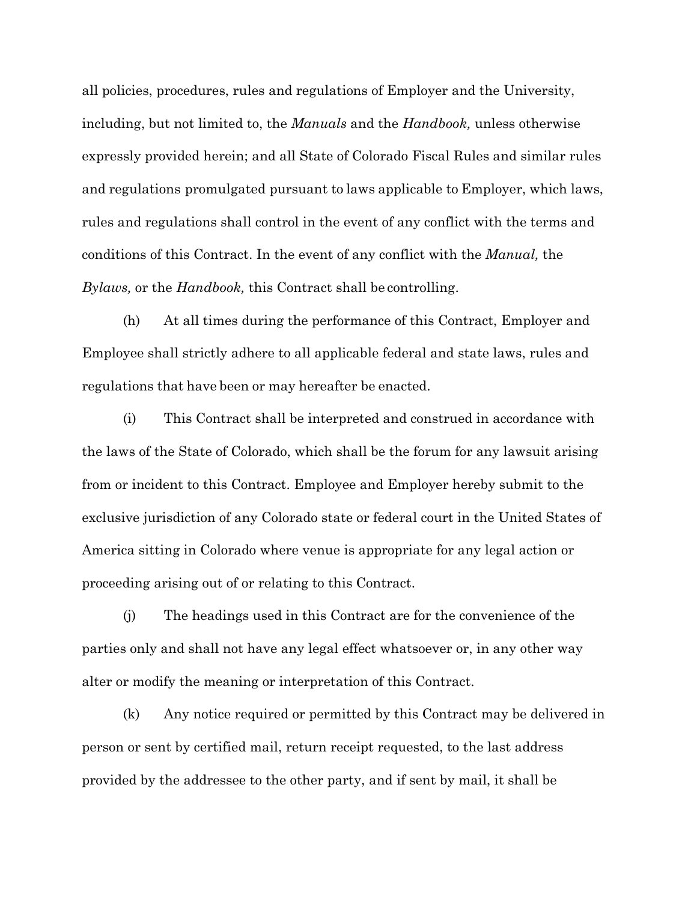all policies, procedures, rules and regulations of Employer and the University, including, but not limited to, the *Manuals* and the *Handbook,* unless otherwise expressly provided herein; and all State of Colorado Fiscal Rules and similar rules and regulations promulgated pursuant to laws applicable to Employer, which laws, rules and regulations shall control in the event of any conflict with the terms and conditions of this Contract. In the event of any conflict with the *Manual,* the *Bylaws,* or the *Handbook,* this Contract shall be controlling.

(h) At all times during the performance of this Contract, Employer and Employee shall strictly adhere to all applicable federal and state laws, rules and regulations that have been or may hereafter be enacted.

(i) This Contract shall be interpreted and construed in accordance with the laws of the State of Colorado, which shall be the forum for any lawsuit arising from or incident to this Contract. Employee and Employer hereby submit to the exclusive jurisdiction of any Colorado state or federal court in the United States of America sitting in Colorado where venue is appropriate for any legal action or proceeding arising out of or relating to this Contract.

(j) The headings used in this Contract are for the convenience of the parties only and shall not have any legal effect whatsoever or, in any other way alter or modify the meaning or interpretation of this Contract.

(k) Any notice required or permitted by this Contract may be delivered in person or sent by certified mail, return receipt requested, to the last address provided by the addressee to the other party, and if sent by mail, it shall be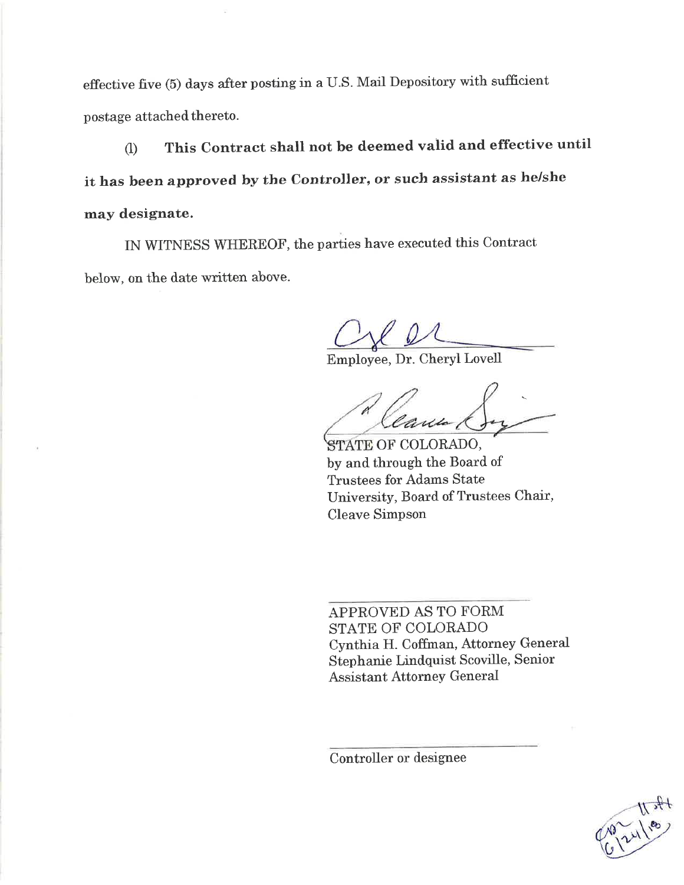effective five (5) days after posting in a U.S. Mail Depository with sufficient postage attached thereto.

(l) **This Contract shall not be deemed valid and effective until it has been approved by the Controller, or such assistant as he/she may designate.**

IN WITNESS WHEREOF, the parties have executed this Contract below, on the date written above.

Employee, Dr. Cheryl Lovell

STATE OF COLORADO,
by and through the Board of Trustees for Adams State University, Board of Trustees Chair, Cleave Simpson

APPROVED AS TO FORM
STATE OF COLORADO
Cynthia H. Coffman, Attorney General
Stephanie Lindquist Scoville, Senior Assistant Attorney General

Controller or designee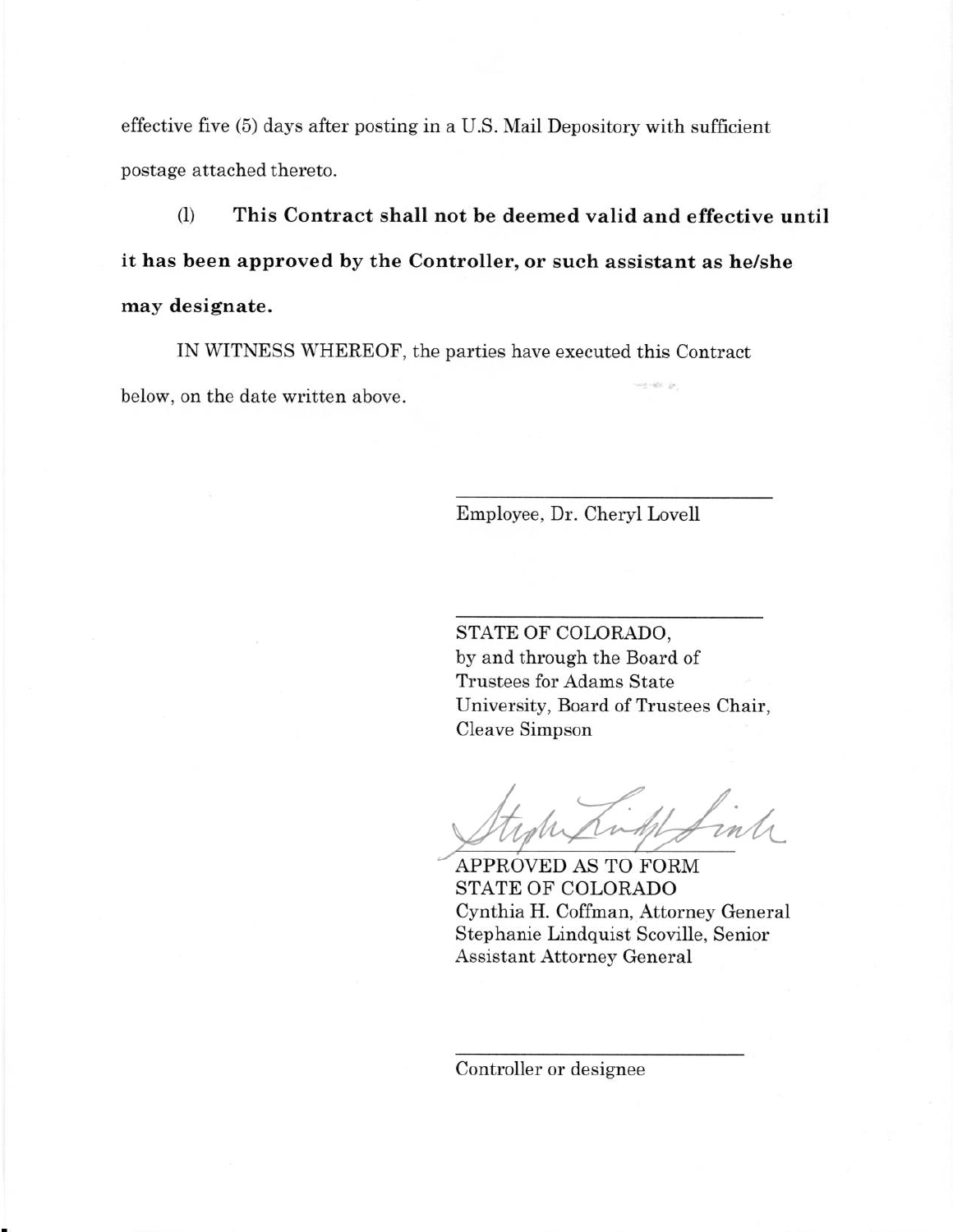effective five (5) days after posting in a U.S. Mail Depository with sufficient postage attached thereto.

(l) **This Contract shall not be deemed valid and effective until it has been approved by the Controller, or such assistant as he/she may designate.**

IN WITNESS WHEREOF, the parties have executed this Contract below, on the date written above.

\_\_\_\_\_\_\_\_\_\_\_\_\_\_\_\_\_\_\_\_\_\_\_\_\_\_\_\_\_\_
Employee, Dr. Cheryl Lovell

\_\_\_\_\_\_\_\_\_\_\_\_\_\_\_\_\_\_\_\_\_\_\_\_\_\_\_\_\_\_
STATE OF COLORADO,
by and through the Board of Trustees for Adams State University, Board of Trustees Chair, Cleave Simpson

\_\_\_\_\_\_\_\_\_\_\_\_\_\_\_\_\_\_\_\_\_\_\_\_\_\_\_\_\_\_
APPROVED AS TO FORM
STATE OF COLORADO
Cynthia H. Coffman, Attorney General
Stephanie Lindquist Scoville, Senior Assistant Attorney General

\_\_\_\_\_\_\_\_\_\_\_\_\_\_\_\_\_\_\_\_\_\_\_\_\_\_\_\_\_\_
Controller or designee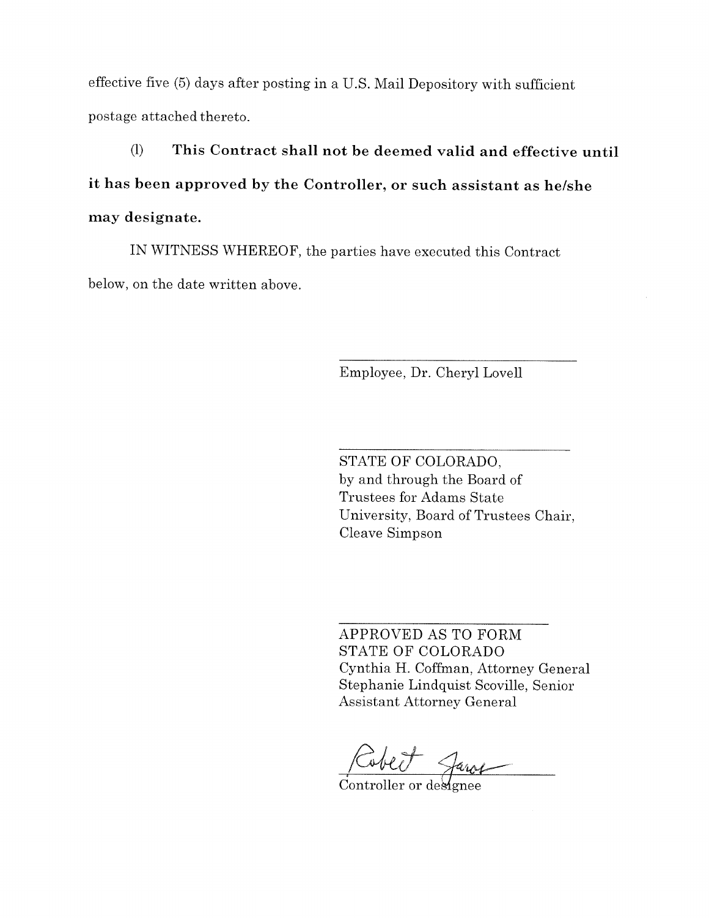effective five (5) days after posting in a U.S. Mail Depository with sufficient postage attached thereto.

(l) **This Contract shall not be deemed valid and effective until it has been approved by the Controller, or such assistant as he/she may designate.**

IN WITNESS WHEREOF, the parties have executed this Contract below, on the date written above.

\_\_\_\_\_\_\_\_\_\_\_\_\_\_\_\_\_\_\_\_\_\_\_\_\_\_\_\_\_\_
Employee, Dr. Cheryl Lovell

\_\_\_\_\_\_\_\_\_\_\_\_\_\_\_\_\_\_\_\_\_\_\_\_\_\_\_\_\_\_
STATE OF COLORADO,
by and through the Board of Trustees for Adams State University, Board of Trustees Chair, Cleave Simpson

\_\_\_\_\_\_\_\_\_\_\_\_\_\_\_\_\_\_\_\_\_\_\_\_\_\_\_\_\_\_
APPROVED AS TO FORM
STATE OF COLORADO
Cynthia H. Coffman, Attorney General
Stephanie Lindquist Scoville, Senior Assistant Attorney General

Robert Jaros
Controller or designee